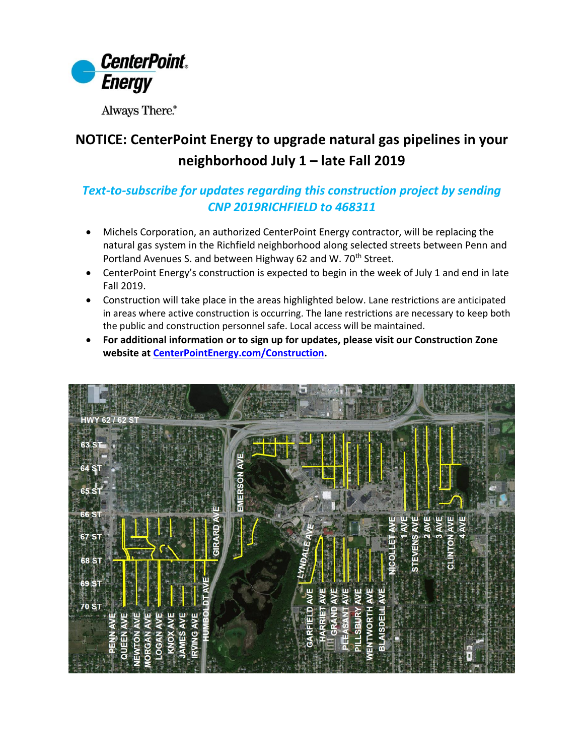CenterPoint Energy

Always There.®

# NOTICE: CenterPoint Energy to upgrade natural gas pipelines in your neighborhood July 1 – late Fall 2019

## *Text-to-subscribe for updates regarding this construction project by sending CNP 2019RICHFIELD to 468311*

- Michels Corporation, an authorized CenterPoint Energy contractor, will be replacing the natural gas system in the Richfield neighborhood along selected streets between Penn and Portland Avenues S. and between Highway 62 and W. 70th Street.
- CenterPoint Energy's construction is expected to begin in the week of July 1 and end in late Fall 2019.
- Construction will take place in the areas highlighted below. Lane restrictions are anticipated in areas where active construction is occurring. The lane restrictions are necessary to keep both the public and construction personnel safe. Local access will be maintained.
- **For additional information or to sign up for updates, please visit our Construction Zone website at [CenterPointEnergy.com/Construction](CenterPointEnergy.com/Construction).**

HWY 62 / 62 ST, 63 ST, 64 ST, 65 ST, 66 ST, 67 ST, 68 ST, 69 ST, 70 ST

PENN AVE, QUEEN AVE, NEWTON AVE, MORGAN AVE, LOGAN AVE, KNOX AVE, JAMES AVE, IRVING AVE, HUMBOLDT AVE, GIRARD AVE, EMERSON AVE, LYNDALE AVE, GARFIELD AVE, HARRIET AVE, GRAND AVE, PLEASANT AVE, PILLSBURY AVE, WENTWORTH AVE, BLAISDELL AVE, NICOLLET AVE, 1 AVE, STEVENS AVE, 2 AVE, 3 AVE, CLINTON AVE, 4 AVE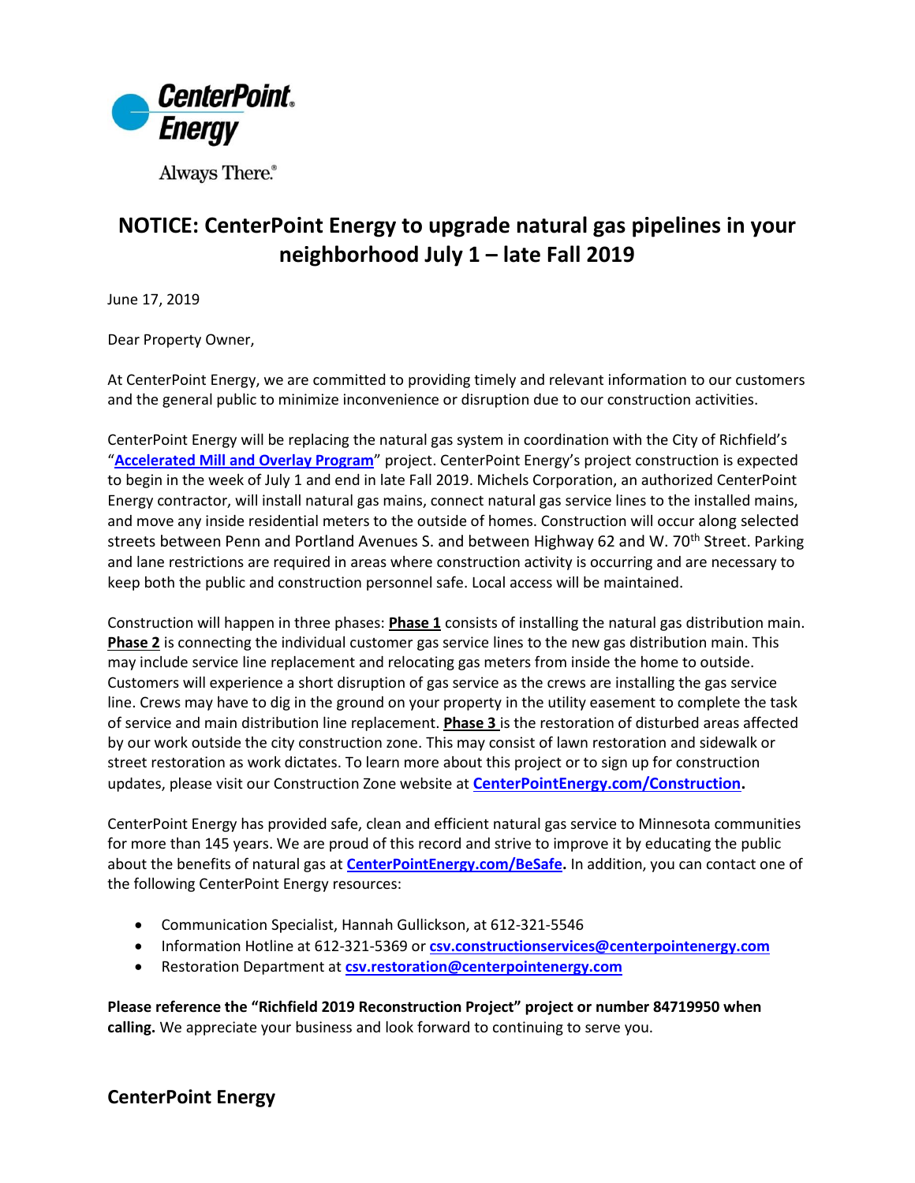CenterPoint Energy

Always There.

# NOTICE: CenterPoint Energy to upgrade natural gas pipelines in your neighborhood July 1 – late Fall 2019

June 17, 2019

Dear Property Owner,

At CenterPoint Energy, we are committed to providing timely and relevant information to our customers and the general public to minimize inconvenience or disruption due to our construction activities.

CenterPoint Energy will be replacing the natural gas system in coordination with the City of Richfield's "**Accelerated Mill and Overlay Program**" project. CenterPoint Energy's project construction is expected to begin in the week of July 1 and end in late Fall 2019. Michels Corporation, an authorized CenterPoint Energy contractor, will install natural gas mains, connect natural gas service lines to the installed mains, and move any inside residential meters to the outside of homes. Construction will occur along selected streets between Penn and Portland Avenues S. and between Highway 62 and W. 70th Street. Parking and lane restrictions are required in areas where construction activity is occurring and are necessary to keep both the public and construction personnel safe. Local access will be maintained.

Construction will happen in three phases: **Phase 1** consists of installing the natural gas distribution main. **Phase 2** is connecting the individual customer gas service lines to the new gas distribution main. This may include service line replacement and relocating gas meters from inside the home to outside. Customers will experience a short disruption of gas service as the crews are installing the gas service line. Crews may have to dig in the ground on your property in the utility easement to complete the task of service and main distribution line replacement. **Phase 3** is the restoration of disturbed areas affected by our work outside the city construction zone. This may consist of lawn restoration and sidewalk or street restoration as work dictates. To learn more about this project or to sign up for construction updates, please visit our Construction Zone website at **CenterPointEnergy.com/Construction.**

CenterPoint Energy has provided safe, clean and efficient natural gas service to Minnesota communities for more than 145 years. We are proud of this record and strive to improve it by educating the public about the benefits of natural gas at **CenterPointEnergy.com/BeSafe.** In addition, you can contact one of the following CenterPoint Energy resources:

- Communication Specialist, Hannah Gullickson, at 612-321-5546
- Information Hotline at 612-321-5369 or **csv.constructionservices@centerpointenergy.com**
- Restoration Department at **csv.restoration@centerpointenergy.com**

**Please reference the "Richfield 2019 Reconstruction Project" project or number 84719950 when calling.** We appreciate your business and look forward to continuing to serve you.

**CenterPoint Energy**